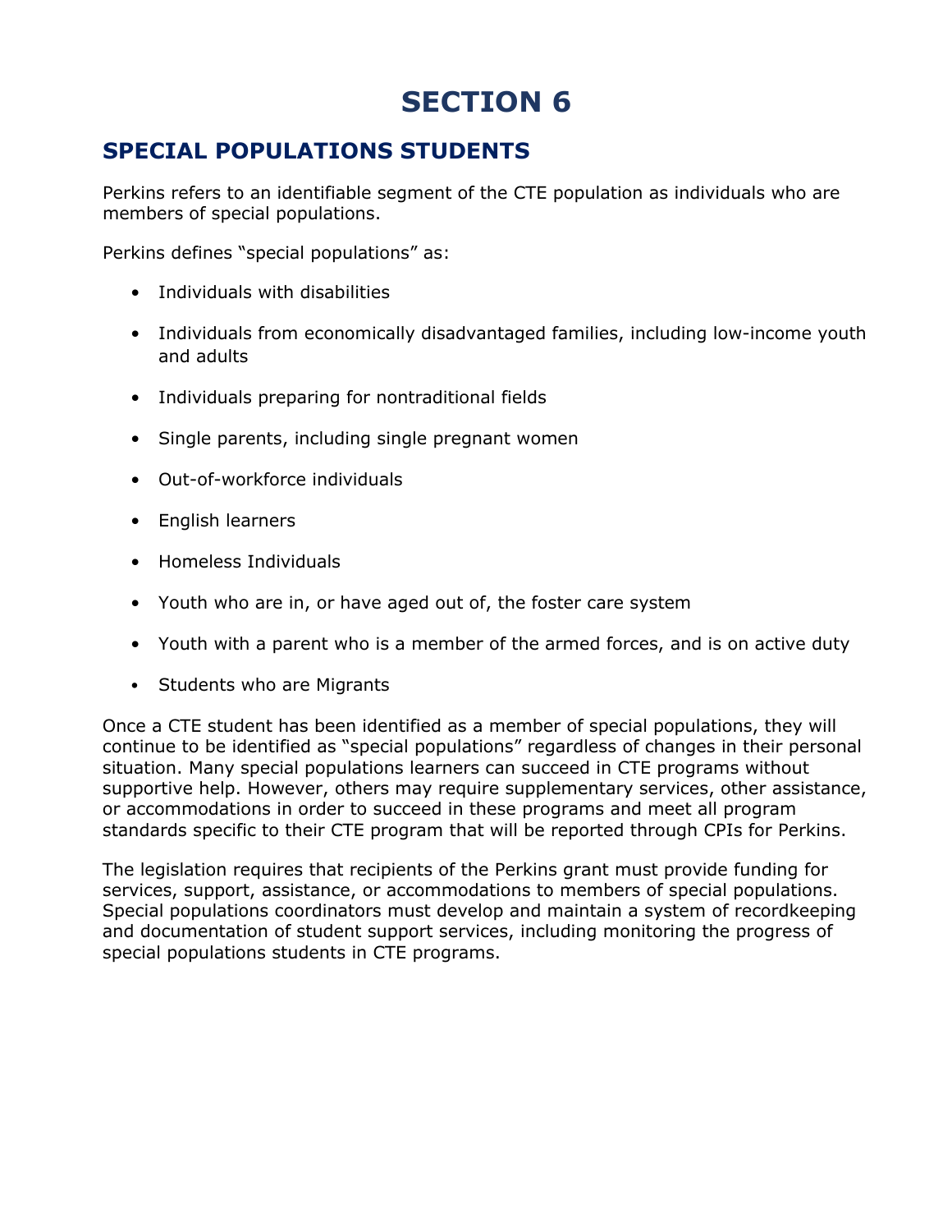# SECTION 6

## SPECIAL POPULATIONS STUDENTS

Perkins refers to an identifiable segment of the CTE population as individuals who are members of special populations.

Perkins defines "special populations" as:

- Individuals with disabilities
- Individuals from economically disadvantaged families, including low-income youth and adults
- Individuals preparing for nontraditional fields
- Single parents, including single pregnant women
- Out-of-workforce individuals
- English learners
- Homeless Individuals
- Youth who are in, or have aged out of, the foster care system
- Youth with a parent who is a member of the armed forces, and is on active duty
- Students who are Migrants

Once a CTE student has been identified as a member of special populations, they will continue to be identified as "special populations" regardless of changes in their personal situation. Many special populations learners can succeed in CTE programs without supportive help. However, others may require supplementary services, other assistance, or accommodations in order to succeed in these programs and meet all program standards specific to their CTE program that will be reported through CPIs for Perkins.

The legislation requires that recipients of the Perkins grant must provide funding for services, support, assistance, or accommodations to members of special populations. Special populations coordinators must develop and maintain a system of recordkeeping and documentation of student support services, including monitoring the progress of special populations students in CTE programs.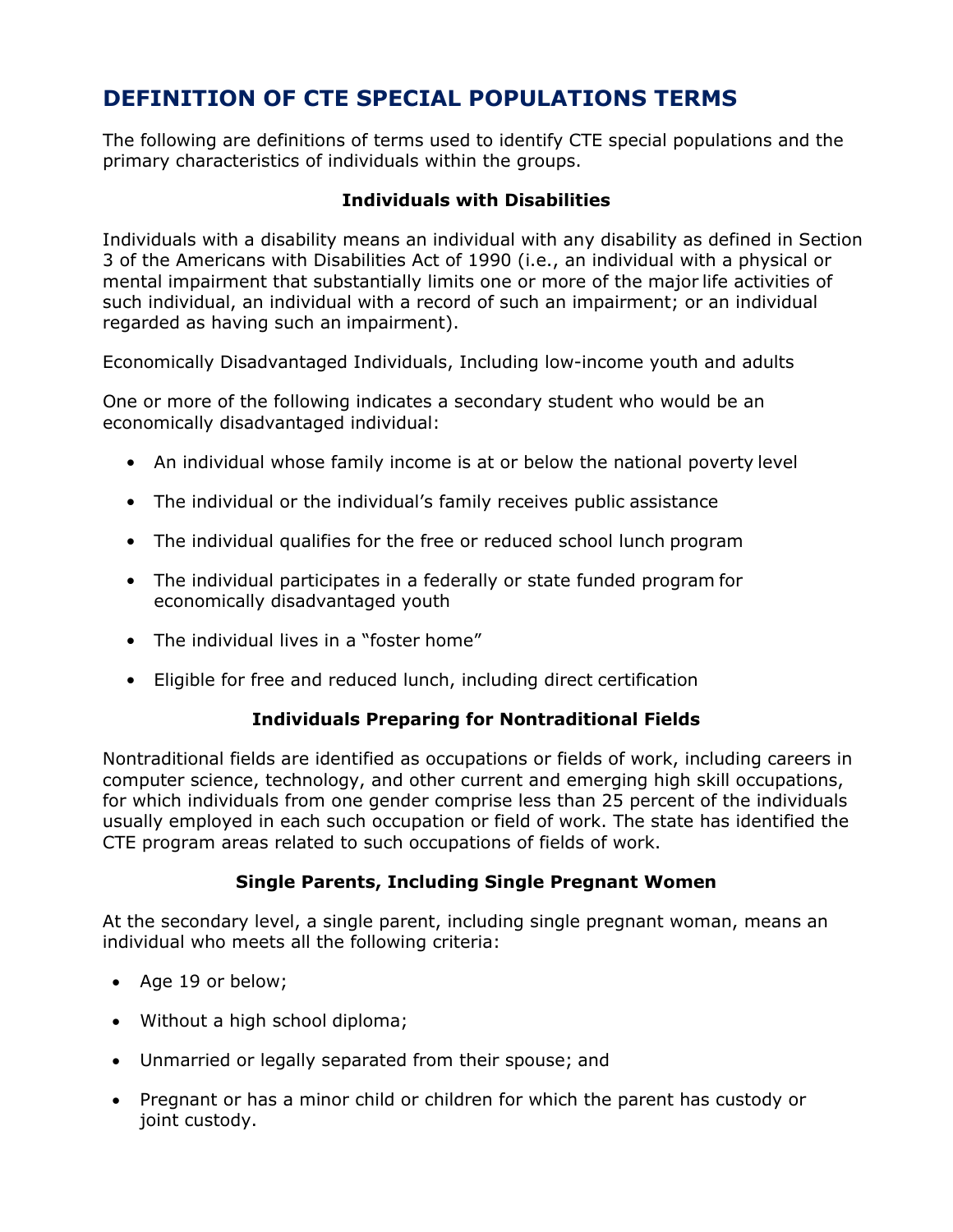# DEFINITION OF CTE SPECIAL POPULATIONS TERMS

The following are definitions of terms used to identify CTE special populations and the primary characteristics of individuals within the groups.

### Individuals with Disabilities

Individuals with a disability means an individual with any disability as defined in Section 3 of the Americans with Disabilities Act of 1990 (i.e., an individual with a physical or mental impairment that substantially limits one or more of the major life activities of such individual, an individual with a record of such an impairment; or an individual regarded as having such an impairment).

Economically Disadvantaged Individuals, Including low-income youth and adults

One or more of the following indicates a secondary student who would be an economically disadvantaged individual:

- An individual whose family income is at or below the national poverty level
- The individual or the individual's family receives public assistance
- The individual qualifies for the free or reduced school lunch program
- The individual participates in a federally or state funded program for economically disadvantaged youth
- The individual lives in a "foster home"
- Eligible for free and reduced lunch, including direct certification

### Individuals Preparing for Nontraditional Fields

Nontraditional fields are identified as occupations or fields of work, including careers in computer science, technology, and other current and emerging high skill occupations, for which individuals from one gender comprise less than 25 percent of the individuals usually employed in each such occupation or field of work. The state has identified the CTE program areas related to such occupations of fields of work.

### Single Parents, Including Single Pregnant Women

At the secondary level, a single parent, including single pregnant woman, means an individual who meets all the following criteria:

- Age 19 or below;
- Without a high school diploma;
- Unmarried or legally separated from their spouse; and
- Pregnant or has a minor child or children for which the parent has custody or joint custody.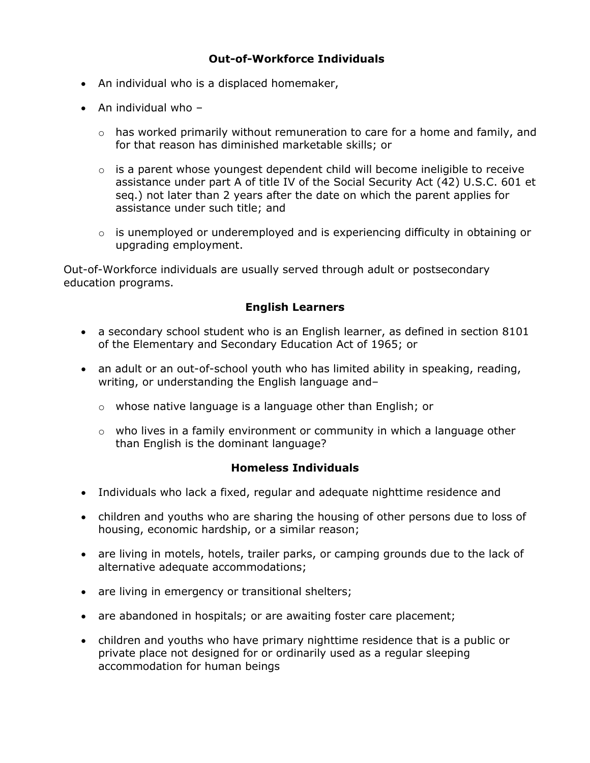## Out-of-Workforce Individuals

- An individual who is a displaced homemaker,
- An individual who –
  - has worked primarily without remuneration to care for a home and family, and for that reason has diminished marketable skills; or
  - is a parent whose youngest dependent child will become ineligible to receive assistance under part A of title IV of the Social Security Act (42) U.S.C. 601 et seq.) not later than 2 years after the date on which the parent applies for assistance under such title; and
  - is unemployed or underemployed and is experiencing difficulty in obtaining or upgrading employment.

Out-of-Workforce individuals are usually served through adult or postsecondary education programs.

## English Learners

- a secondary school student who is an English learner, as defined in section 8101 of the Elementary and Secondary Education Act of 1965; or
- an adult or an out-of-school youth who has limited ability in speaking, reading, writing, or understanding the English language and–
  - whose native language is a language other than English; or
  - who lives in a family environment or community in which a language other than English is the dominant language?

## Homeless Individuals

- Individuals who lack a fixed, regular and adequate nighttime residence and
- children and youths who are sharing the housing of other persons due to loss of housing, economic hardship, or a similar reason;
- are living in motels, hotels, trailer parks, or camping grounds due to the lack of alternative adequate accommodations;
- are living in emergency or transitional shelters;
- are abandoned in hospitals; or are awaiting foster care placement;
- children and youths who have primary nighttime residence that is a public or private place not designed for or ordinarily used as a regular sleeping accommodation for human beings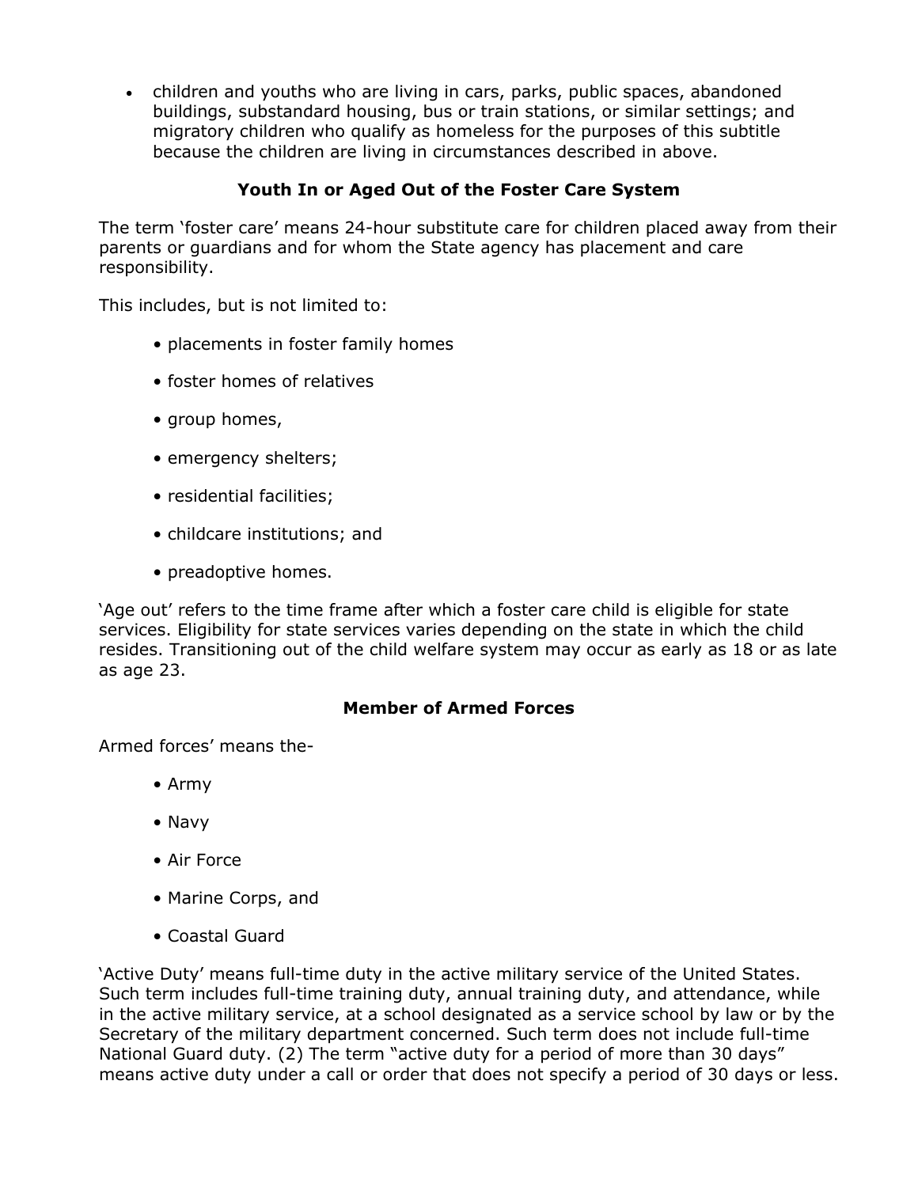- children and youths who are living in cars, parks, public spaces, abandoned buildings, substandard housing, bus or train stations, or similar settings; and migratory children who qualify as homeless for the purposes of this subtitle because the children are living in circumstances described in above.

### Youth In or Aged Out of the Foster Care System

The term 'foster care' means 24-hour substitute care for children placed away from their parents or guardians and for whom the State agency has placement and care responsibility.

This includes, but is not limited to:

- placements in foster family homes
- foster homes of relatives
- group homes,
- emergency shelters;
- residential facilities;
- childcare institutions; and
- preadoptive homes.

'Age out' refers to the time frame after which a foster care child is eligible for state services. Eligibility for state services varies depending on the state in which the child resides. Transitioning out of the child welfare system may occur as early as 18 or as late as age 23.

### Member of Armed Forces

Armed forces' means the-

- Army
- Navy
- Air Force
- Marine Corps, and
- Coastal Guard

'Active Duty' means full-time duty in the active military service of the United States. Such term includes full-time training duty, annual training duty, and attendance, while in the active military service, at a school designated as a service school by law or by the Secretary of the military department concerned. Such term does not include full-time National Guard duty. (2) The term "active duty for a period of more than 30 days" means active duty under a call or order that does not specify a period of 30 days or less.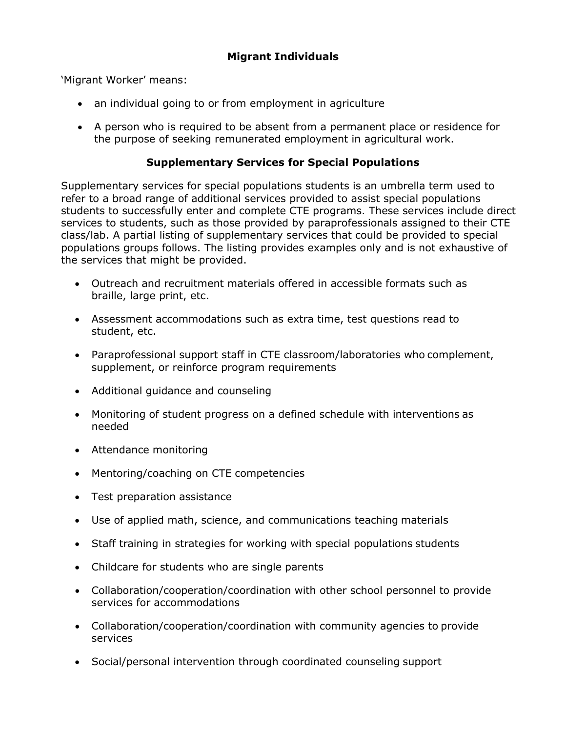## Migrant Individuals

'Migrant Worker' means:

- an individual going to or from employment in agriculture
- A person who is required to be absent from a permanent place or residence for the purpose of seeking remunerated employment in agricultural work.

## Supplementary Services for Special Populations

Supplementary services for special populations students is an umbrella term used to refer to a broad range of additional services provided to assist special populations students to successfully enter and complete CTE programs. These services include direct services to students, such as those provided by paraprofessionals assigned to their CTE class/lab. A partial listing of supplementary services that could be provided to special populations groups follows. The listing provides examples only and is not exhaustive of the services that might be provided.

- Outreach and recruitment materials offered in accessible formats such as braille, large print, etc.
- Assessment accommodations such as extra time, test questions read to student, etc.
- Paraprofessional support staff in CTE classroom/laboratories who complement, supplement, or reinforce program requirements
- Additional guidance and counseling
- Monitoring of student progress on a defined schedule with interventions as needed
- Attendance monitoring
- Mentoring/coaching on CTE competencies
- Test preparation assistance
- Use of applied math, science, and communications teaching materials
- Staff training in strategies for working with special populations students
- Childcare for students who are single parents
- Collaboration/cooperation/coordination with other school personnel to provide services for accommodations
- Collaboration/cooperation/coordination with community agencies to provide services
- Social/personal intervention through coordinated counseling support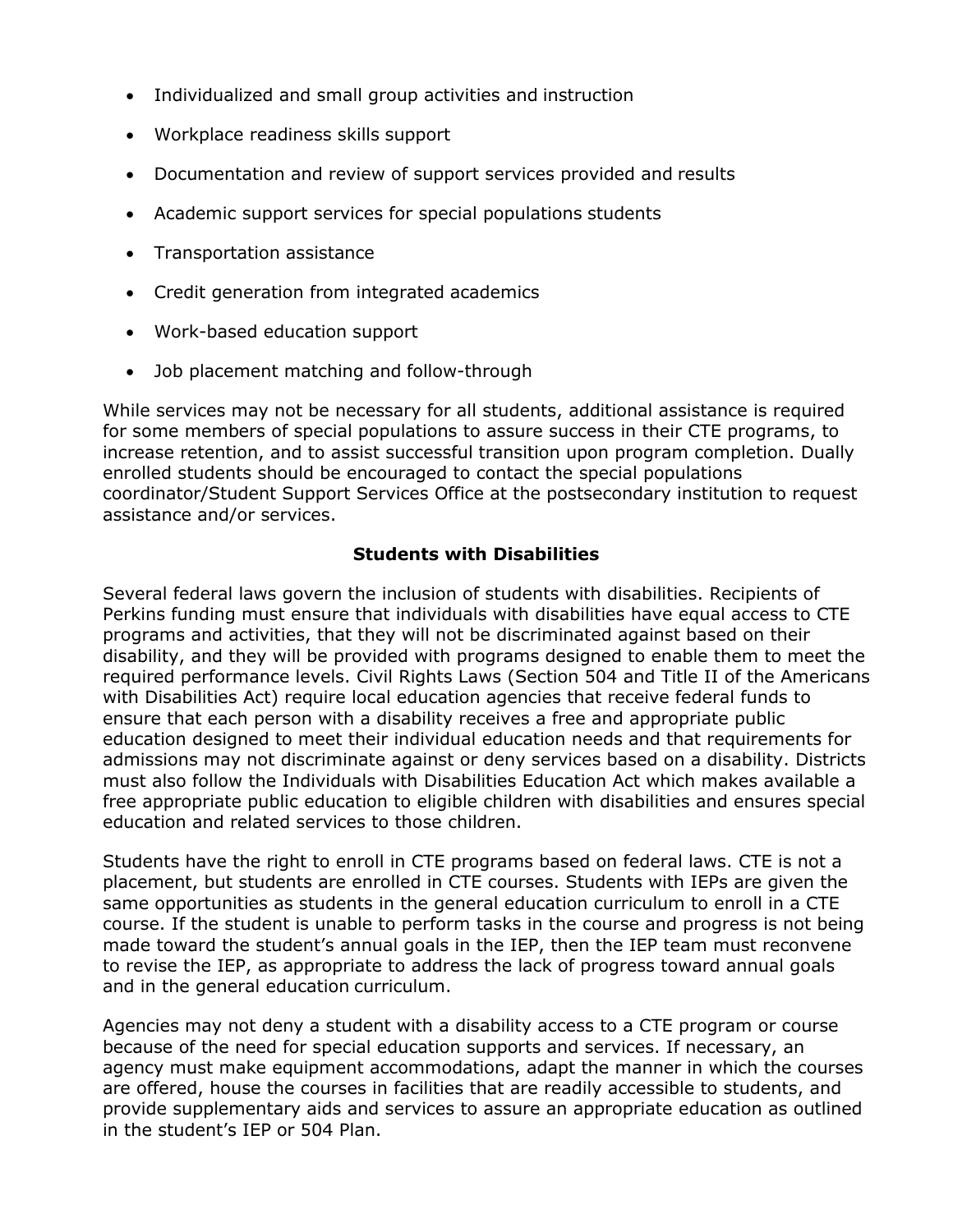- Individualized and small group activities and instruction
- Workplace readiness skills support
- Documentation and review of support services provided and results
- Academic support services for special populations students
- Transportation assistance
- Credit generation from integrated academics
- Work-based education support
- Job placement matching and follow-through

While services may not be necessary for all students, additional assistance is required for some members of special populations to assure success in their CTE programs, to increase retention, and to assist successful transition upon program completion. Dually enrolled students should be encouraged to contact the special populations coordinator/Student Support Services Office at the postsecondary institution to request assistance and/or services.

## Students with Disabilities

Several federal laws govern the inclusion of students with disabilities. Recipients of Perkins funding must ensure that individuals with disabilities have equal access to CTE programs and activities, that they will not be discriminated against based on their disability, and they will be provided with programs designed to enable them to meet the required performance levels. Civil Rights Laws (Section 504 and Title II of the Americans with Disabilities Act) require local education agencies that receive federal funds to ensure that each person with a disability receives a free and appropriate public education designed to meet their individual education needs and that requirements for admissions may not discriminate against or deny services based on a disability. Districts must also follow the Individuals with Disabilities Education Act which makes available a free appropriate public education to eligible children with disabilities and ensures special education and related services to those children.

Students have the right to enroll in CTE programs based on federal laws. CTE is not a placement, but students are enrolled in CTE courses. Students with IEPs are given the same opportunities as students in the general education curriculum to enroll in a CTE course. If the student is unable to perform tasks in the course and progress is not being made toward the student's annual goals in the IEP, then the IEP team must reconvene to revise the IEP, as appropriate to address the lack of progress toward annual goals and in the general education curriculum.

Agencies may not deny a student with a disability access to a CTE program or course because of the need for special education supports and services. If necessary, an agency must make equipment accommodations, adapt the manner in which the courses are offered, house the courses in facilities that are readily accessible to students, and provide supplementary aids and services to assure an appropriate education as outlined in the student's IEP or 504 Plan.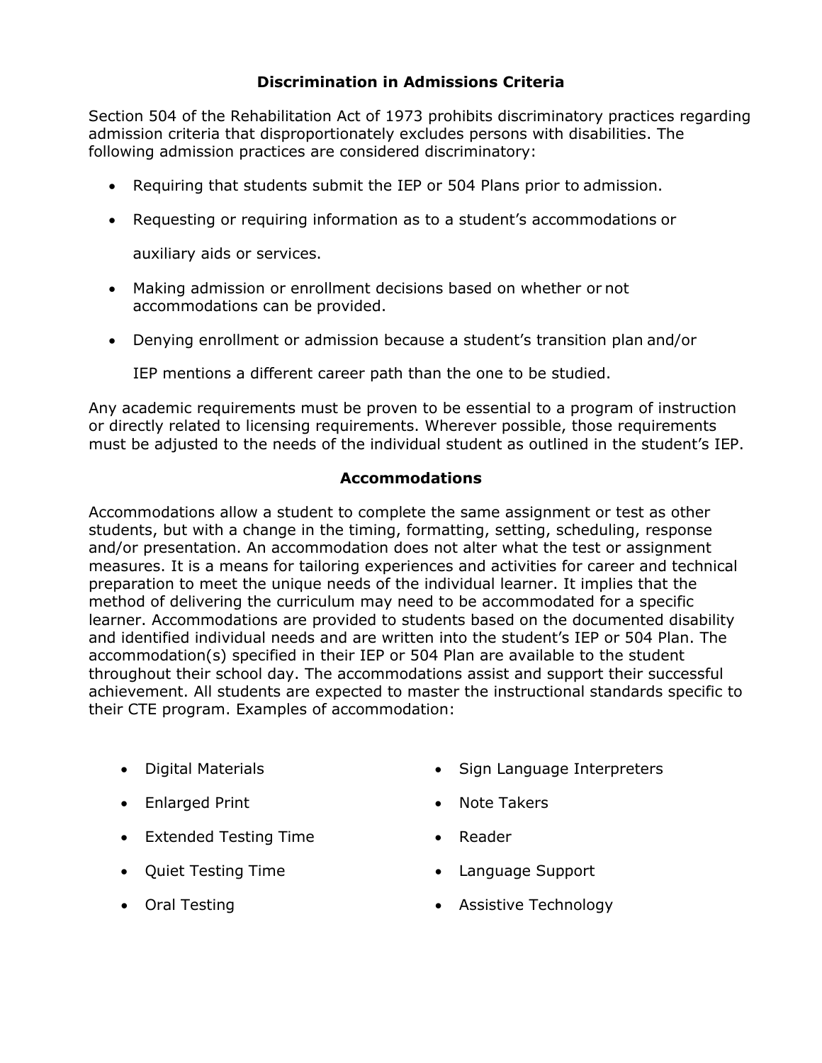## Discrimination in Admissions Criteria

Section 504 of the Rehabilitation Act of 1973 prohibits discriminatory practices regarding admission criteria that disproportionately excludes persons with disabilities. The following admission practices are considered discriminatory:

- Requiring that students submit the IEP or 504 Plans prior to admission.
- Requesting or requiring information as to a student's accommodations or auxiliary aids or services.
- Making admission or enrollment decisions based on whether or not accommodations can be provided.
- Denying enrollment or admission because a student's transition plan and/or IEP mentions a different career path than the one to be studied.

Any academic requirements must be proven to be essential to a program of instruction or directly related to licensing requirements. Wherever possible, those requirements must be adjusted to the needs of the individual student as outlined in the student's IEP.

## Accommodations

Accommodations allow a student to complete the same assignment or test as other students, but with a change in the timing, formatting, setting, scheduling, response and/or presentation. An accommodation does not alter what the test or assignment measures. It is a means for tailoring experiences and activities for career and technical preparation to meet the unique needs of the individual learner. It implies that the method of delivering the curriculum may need to be accommodated for a specific learner. Accommodations are provided to students based on the documented disability and identified individual needs and are written into the student's IEP or 504 Plan. The accommodation(s) specified in their IEP or 504 Plan are available to the student throughout their school day. The accommodations assist and support their successful achievement. All students are expected to master the instructional standards specific to their CTE program. Examples of accommodation:

- Digital Materials
- Enlarged Print
- Extended Testing Time
- Quiet Testing Time
- Oral Testing
- Sign Language Interpreters
- Note Takers
- Reader
- Language Support
- Assistive Technology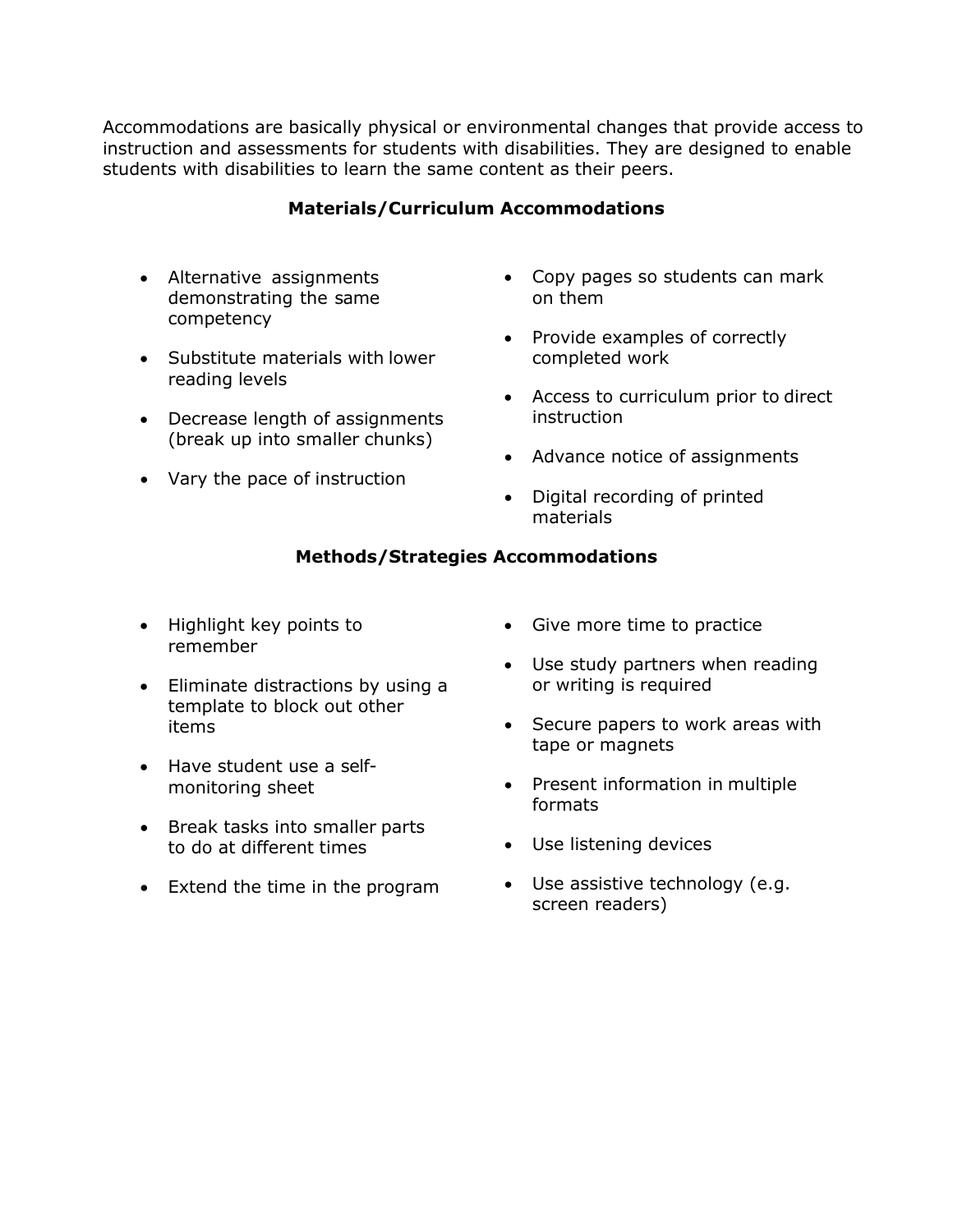Accommodations are basically physical or environmental changes that provide access to instruction and assessments for students with disabilities. They are designed to enable students with disabilities to learn the same content as their peers.

### Materials/Curriculum Accommodations

- Alternative assignments demonstrating the same competency
- Substitute materials with lower reading levels
- Decrease length of assignments (break up into smaller chunks)
- Vary the pace of instruction
- Copy pages so students can mark on them
- Provide examples of correctly completed work
- Access to curriculum prior to direct instruction
- Advance notice of assignments
- Digital recording of printed materials

### Methods/Strategies Accommodations

- Highlight key points to remember
- Eliminate distractions by using a template to block out other items
- Have student use a self-monitoring sheet
- Break tasks into smaller parts to do at different times
- Extend the time in the program
- Give more time to practice
- Use study partners when reading or writing is required
- Secure papers to work areas with tape or magnets
- Present information in multiple formats
- Use listening devices
- Use assistive technology (e.g. screen readers)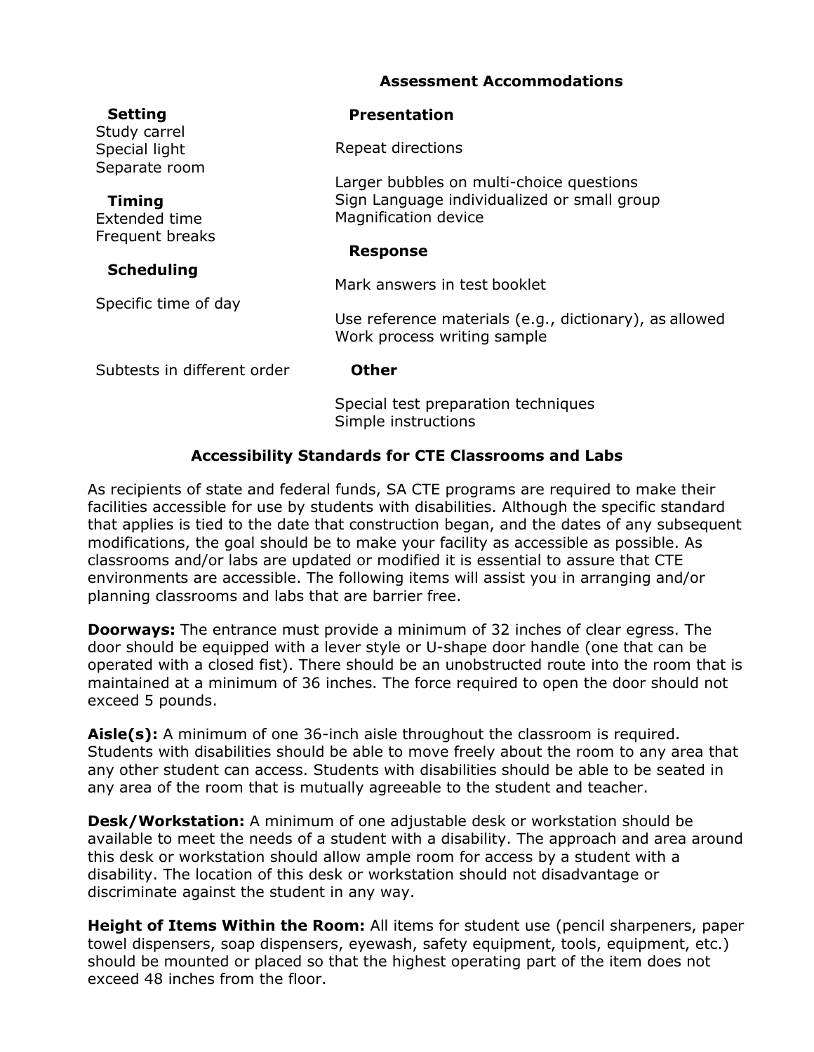### Assessment Accommodations

**Setting**

Study carrel
Special light
Separate room

**Timing**

Extended time
Frequent breaks

**Scheduling**

Specific time of day

Subtests in different order

**Presentation**

Repeat directions

Larger bubbles on multi-choice questions
Sign Language individualized or small group
Magnification device

**Response**

Mark answers in test booklet

Use reference materials (e.g., dictionary), as allowed
Work process writing sample

**Other**

Special test preparation techniques
Simple instructions

### Accessibility Standards for CTE Classrooms and Labs

As recipients of state and federal funds, SA CTE programs are required to make their facilities accessible for use by students with disabilities. Although the specific standard that applies is tied to the date that construction began, and the dates of any subsequent modifications, the goal should be to make your facility as accessible as possible. As classrooms and/or labs are updated or modified it is essential to assure that CTE environments are accessible. The following items will assist you in arranging and/or planning classrooms and labs that are barrier free.

**Doorways:** The entrance must provide a minimum of 32 inches of clear egress. The door should be equipped with a lever style or U-shape door handle (one that can be operated with a closed fist). There should be an unobstructed route into the room that is maintained at a minimum of 36 inches. The force required to open the door should not exceed 5 pounds.

**Aisle(s):** A minimum of one 36-inch aisle throughout the classroom is required. Students with disabilities should be able to move freely about the room to any area that any other student can access. Students with disabilities should be able to be seated in any area of the room that is mutually agreeable to the student and teacher.

**Desk/Workstation:** A minimum of one adjustable desk or workstation should be available to meet the needs of a student with a disability. The approach and area around this desk or workstation should allow ample room for access by a student with a disability. The location of this desk or workstation should not disadvantage or discriminate against the student in any way.

**Height of Items Within the Room:** All items for student use (pencil sharpeners, paper towel dispensers, soap dispensers, eyewash, safety equipment, tools, equipment, etc.) should be mounted or placed so that the highest operating part of the item does not exceed 48 inches from the floor.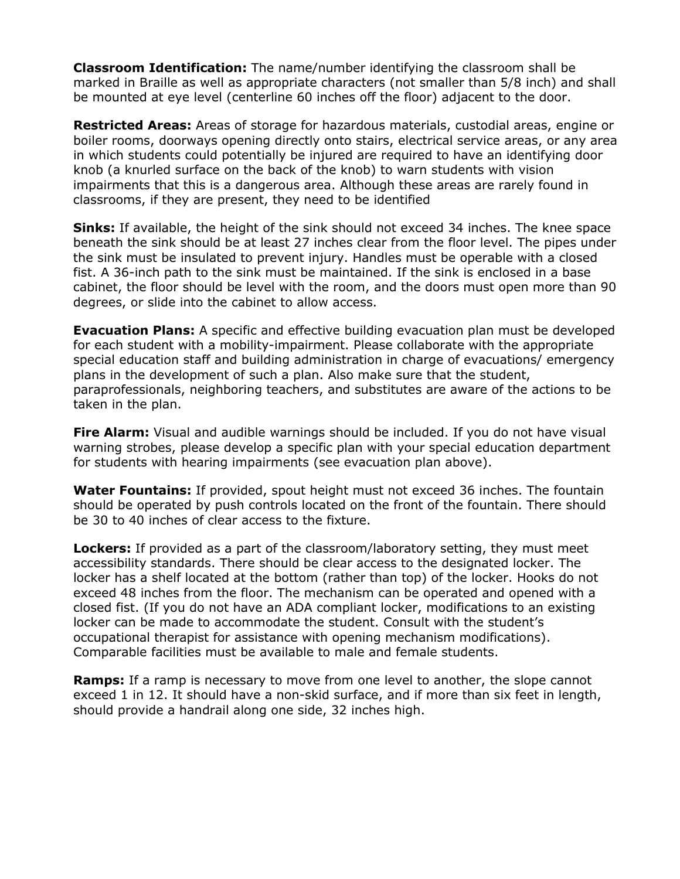**Classroom Identification:** The name/number identifying the classroom shall be marked in Braille as well as appropriate characters (not smaller than 5/8 inch) and shall be mounted at eye level (centerline 60 inches off the floor) adjacent to the door.

**Restricted Areas:** Areas of storage for hazardous materials, custodial areas, engine or boiler rooms, doorways opening directly onto stairs, electrical service areas, or any area in which students could potentially be injured are required to have an identifying door knob (a knurled surface on the back of the knob) to warn students with vision impairments that this is a dangerous area. Although these areas are rarely found in classrooms, if they are present, they need to be identified

**Sinks:** If available, the height of the sink should not exceed 34 inches. The knee space beneath the sink should be at least 27 inches clear from the floor level. The pipes under the sink must be insulated to prevent injury. Handles must be operable with a closed fist. A 36-inch path to the sink must be maintained. If the sink is enclosed in a base cabinet, the floor should be level with the room, and the doors must open more than 90 degrees, or slide into the cabinet to allow access.

**Evacuation Plans:** A specific and effective building evacuation plan must be developed for each student with a mobility-impairment. Please collaborate with the appropriate special education staff and building administration in charge of evacuations/ emergency plans in the development of such a plan. Also make sure that the student, paraprofessionals, neighboring teachers, and substitutes are aware of the actions to be taken in the plan.

**Fire Alarm:** Visual and audible warnings should be included. If you do not have visual warning strobes, please develop a specific plan with your special education department for students with hearing impairments (see evacuation plan above).

**Water Fountains:** If provided, spout height must not exceed 36 inches. The fountain should be operated by push controls located on the front of the fountain. There should be 30 to 40 inches of clear access to the fixture.

**Lockers:** If provided as a part of the classroom/laboratory setting, they must meet accessibility standards. There should be clear access to the designated locker. The locker has a shelf located at the bottom (rather than top) of the locker. Hooks do not exceed 48 inches from the floor. The mechanism can be operated and opened with a closed fist. (If you do not have an ADA compliant locker, modifications to an existing locker can be made to accommodate the student. Consult with the student's occupational therapist for assistance with opening mechanism modifications). Comparable facilities must be available to male and female students.

**Ramps:** If a ramp is necessary to move from one level to another, the slope cannot exceed 1 in 12. It should have a non-skid surface, and if more than six feet in length, should provide a handrail along one side, 32 inches high.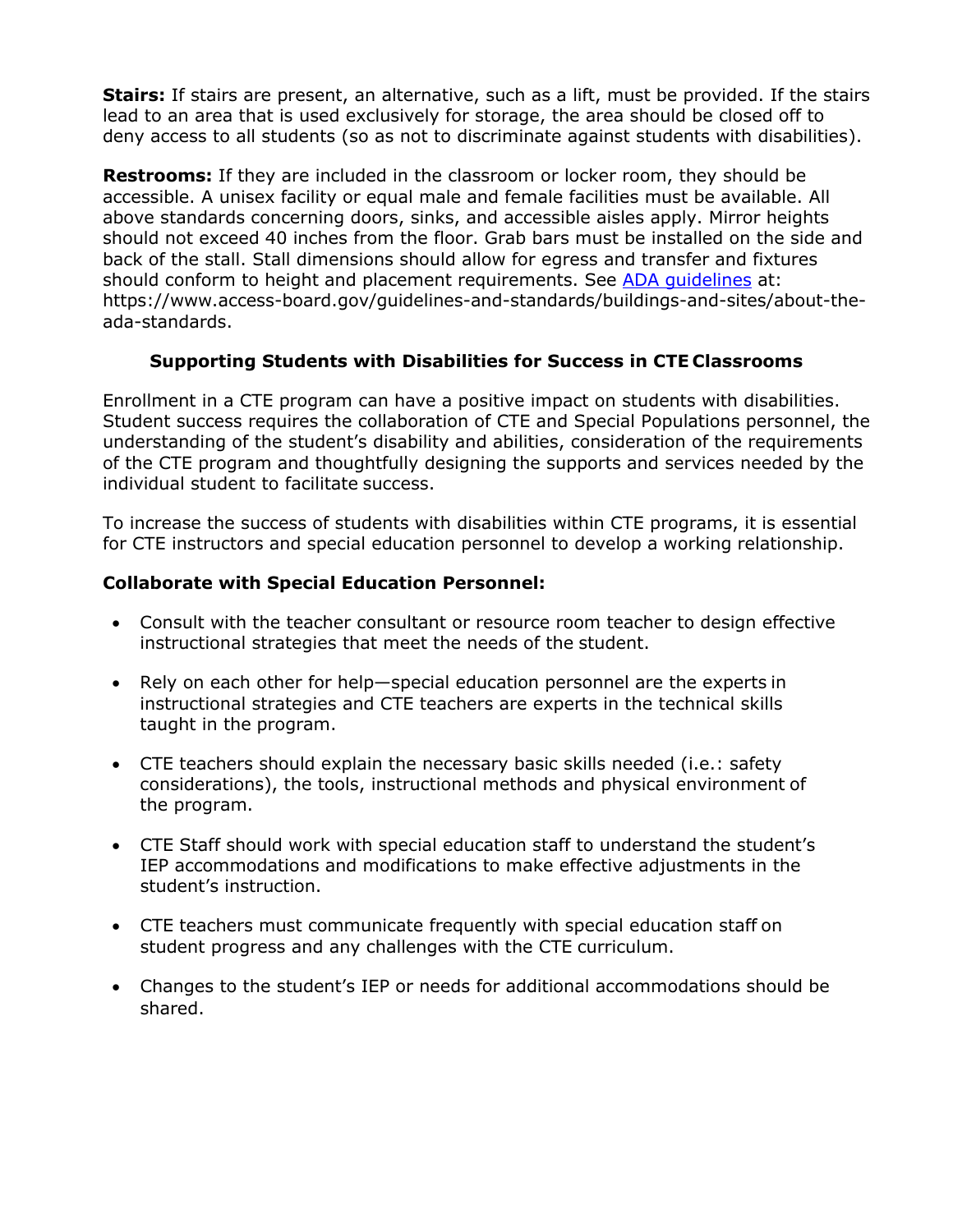**Stairs:** If stairs are present, an alternative, such as a lift, must be provided. If the stairs lead to an area that is used exclusively for storage, the area should be closed off to deny access to all students (so as not to discriminate against students with disabilities).

**Restrooms:** If they are included in the classroom or locker room, they should be accessible. A unisex facility or equal male and female facilities must be available. All above standards concerning doors, sinks, and accessible aisles apply. Mirror heights should not exceed 40 inches from the floor. Grab bars must be installed on the side and back of the stall. Stall dimensions should allow for egress and transfer and fixtures should conform to height and placement requirements. See [ADA guidelines](https://www.access-board.gov/guidelines-and-standards/buildings-and-sites/about-the-ada-standards) at: https://www.access-board.gov/guidelines-and-standards/buildings-and-sites/about-the-ada-standards.

## Supporting Students with Disabilities for Success in CTE Classrooms

Enrollment in a CTE program can have a positive impact on students with disabilities. Student success requires the collaboration of CTE and Special Populations personnel, the understanding of the student's disability and abilities, consideration of the requirements of the CTE program and thoughtfully designing the supports and services needed by the individual student to facilitate success.

To increase the success of students with disabilities within CTE programs, it is essential for CTE instructors and special education personnel to develop a working relationship.

### Collaborate with Special Education Personnel:

- Consult with the teacher consultant or resource room teacher to design effective instructional strategies that meet the needs of the student.
- Rely on each other for help—special education personnel are the experts in instructional strategies and CTE teachers are experts in the technical skills taught in the program.
- CTE teachers should explain the necessary basic skills needed (i.e.: safety considerations), the tools, instructional methods and physical environment of the program.
- CTE Staff should work with special education staff to understand the student's IEP accommodations and modifications to make effective adjustments in the student's instruction.
- CTE teachers must communicate frequently with special education staff on student progress and any challenges with the CTE curriculum.
- Changes to the student's IEP or needs for additional accommodations should be shared.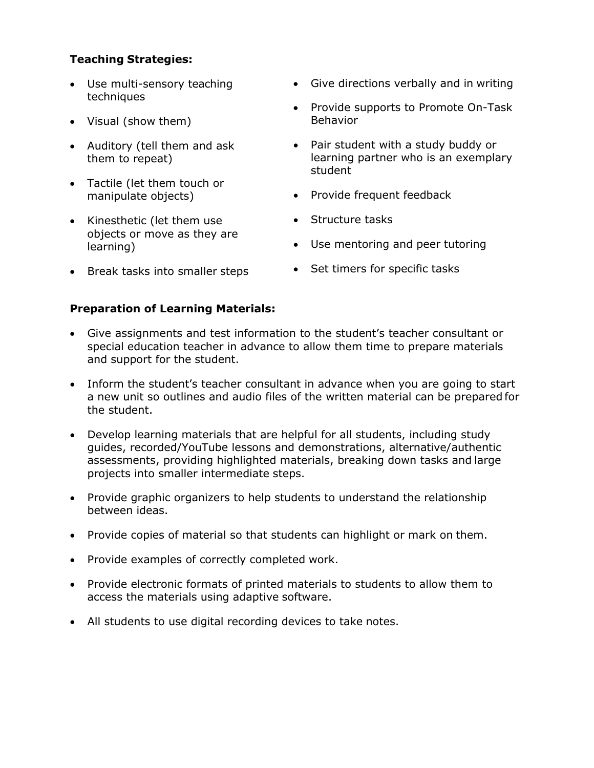**Teaching Strategies:**

- Use multi-sensory teaching techniques
- Visual (show them)
- Auditory (tell them and ask them to repeat)
- Tactile (let them touch or manipulate objects)
- Kinesthetic (let them use objects or move as they are learning)
- Break tasks into smaller steps
- Give directions verbally and in writing
- Provide supports to Promote On-Task Behavior
- Pair student with a study buddy or learning partner who is an exemplary student
- Provide frequent feedback
- Structure tasks
- Use mentoring and peer tutoring
- Set timers for specific tasks

**Preparation of Learning Materials:**

- Give assignments and test information to the student's teacher consultant or special education teacher in advance to allow them time to prepare materials and support for the student.
- Inform the student's teacher consultant in advance when you are going to start a new unit so outlines and audio files of the written material can be prepared for the student.
- Develop learning materials that are helpful for all students, including study guides, recorded/YouTube lessons and demonstrations, alternative/authentic assessments, providing highlighted materials, breaking down tasks and large projects into smaller intermediate steps.
- Provide graphic organizers to help students to understand the relationship between ideas.
- Provide copies of material so that students can highlight or mark on them.
- Provide examples of correctly completed work.
- Provide electronic formats of printed materials to students to allow them to access the materials using adaptive software.
- All students to use digital recording devices to take notes.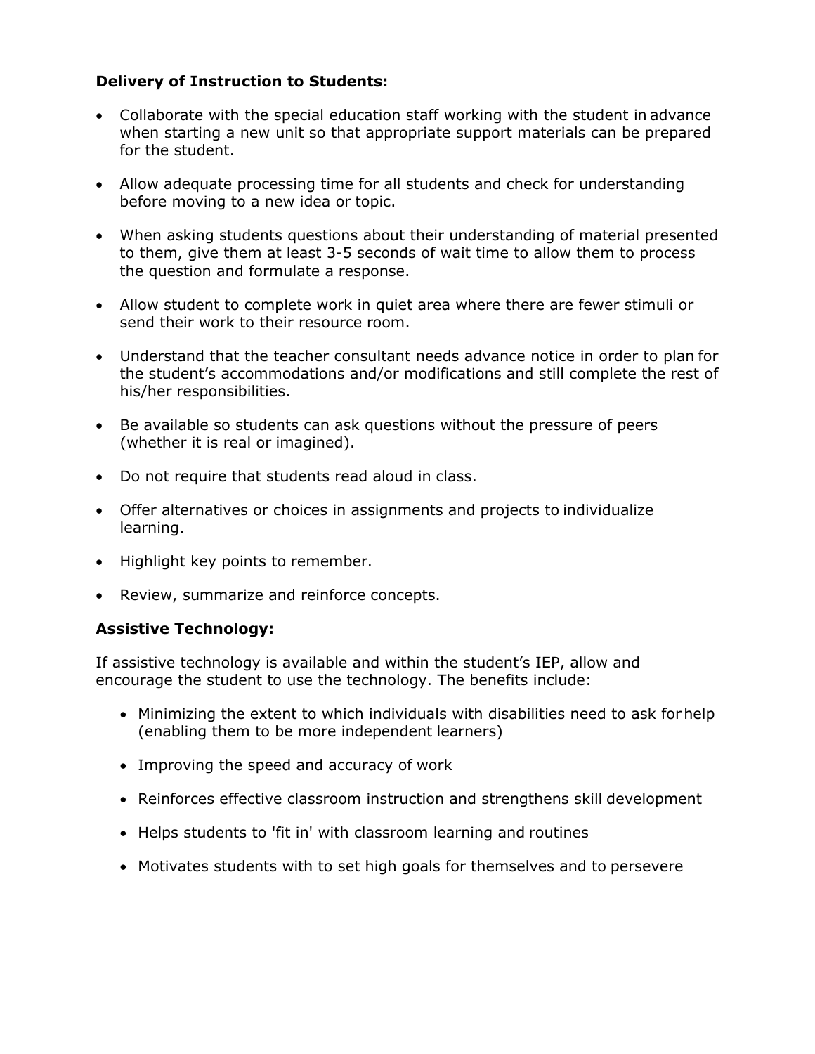**Delivery of Instruction to Students:**

- Collaborate with the special education staff working with the student in advance when starting a new unit so that appropriate support materials can be prepared for the student.
- Allow adequate processing time for all students and check for understanding before moving to a new idea or topic.
- When asking students questions about their understanding of material presented to them, give them at least 3-5 seconds of wait time to allow them to process the question and formulate a response.
- Allow student to complete work in quiet area where there are fewer stimuli or send their work to their resource room.
- Understand that the teacher consultant needs advance notice in order to plan for the student's accommodations and/or modifications and still complete the rest of his/her responsibilities.
- Be available so students can ask questions without the pressure of peers (whether it is real or imagined).
- Do not require that students read aloud in class.
- Offer alternatives or choices in assignments and projects to individualize learning.
- Highlight key points to remember.
- Review, summarize and reinforce concepts.

**Assistive Technology:**

If assistive technology is available and within the student's IEP, allow and encourage the student to use the technology. The benefits include:

- Minimizing the extent to which individuals with disabilities need to ask for help (enabling them to be more independent learners)
- Improving the speed and accuracy of work
- Reinforces effective classroom instruction and strengthens skill development
- Helps students to 'fit in' with classroom learning and routines
- Motivates students with to set high goals for themselves and to persevere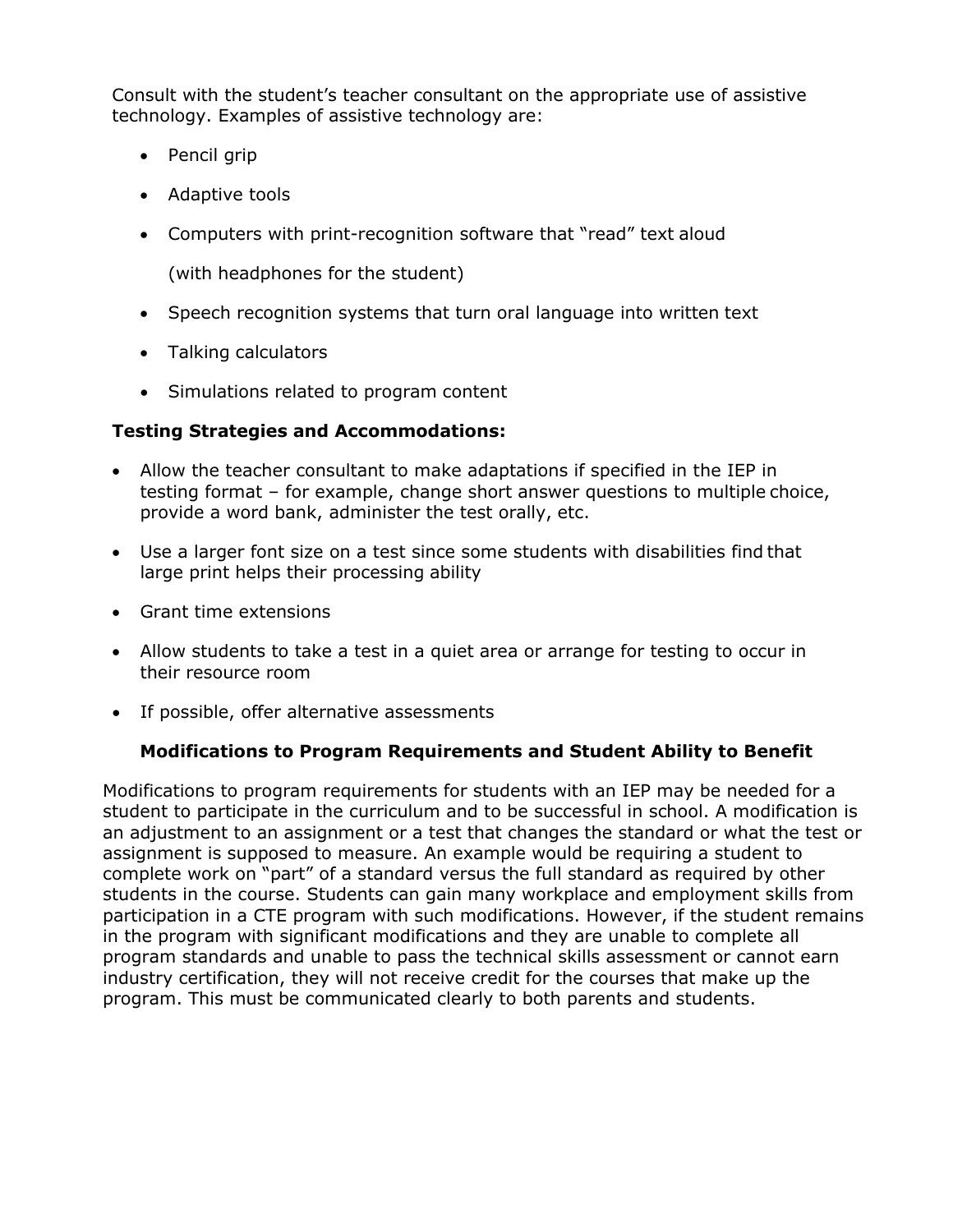Consult with the student's teacher consultant on the appropriate use of assistive technology. Examples of assistive technology are:

- Pencil grip
- Adaptive tools
- Computers with print-recognition software that "read" text aloud

  (with headphones for the student)
- Speech recognition systems that turn oral language into written text
- Talking calculators
- Simulations related to program content

**Testing Strategies and Accommodations:**

- Allow the teacher consultant to make adaptations if specified in the IEP in testing format – for example, change short answer questions to multiple choice, provide a word bank, administer the test orally, etc.
- Use a larger font size on a test since some students with disabilities find that large print helps their processing ability
- Grant time extensions
- Allow students to take a test in a quiet area or arrange for testing to occur in their resource room
- If possible, offer alternative assessments

**Modifications to Program Requirements and Student Ability to Benefit**

Modifications to program requirements for students with an IEP may be needed for a student to participate in the curriculum and to be successful in school. A modification is an adjustment to an assignment or a test that changes the standard or what the test or assignment is supposed to measure. An example would be requiring a student to complete work on "part" of a standard versus the full standard as required by other students in the course. Students can gain many workplace and employment skills from participation in a CTE program with such modifications. However, if the student remains in the program with significant modifications and they are unable to complete all program standards and unable to pass the technical skills assessment or cannot earn industry certification, they will not receive credit for the courses that make up the program. This must be communicated clearly to both parents and students.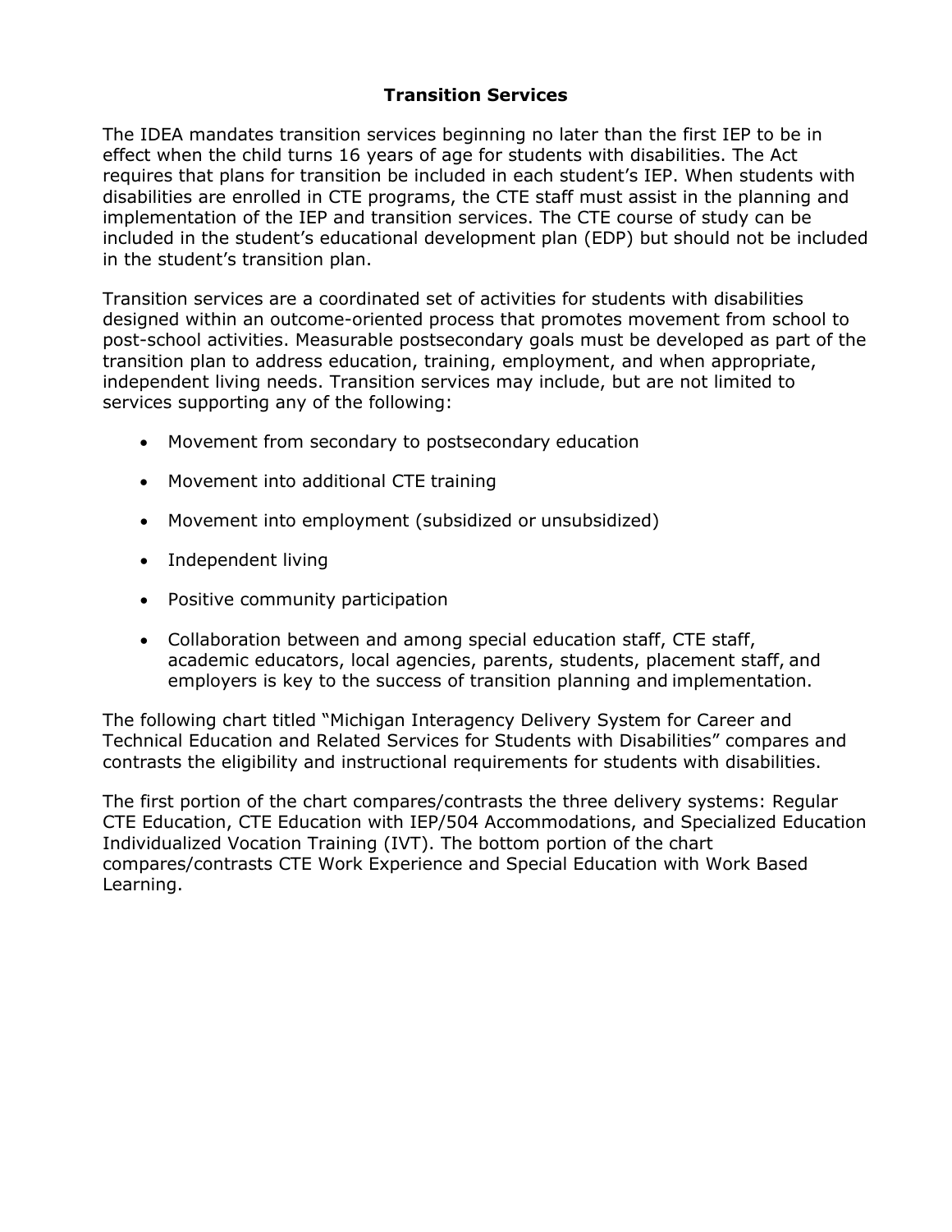## Transition Services

The IDEA mandates transition services beginning no later than the first IEP to be in effect when the child turns 16 years of age for students with disabilities. The Act requires that plans for transition be included in each student's IEP. When students with disabilities are enrolled in CTE programs, the CTE staff must assist in the planning and implementation of the IEP and transition services. The CTE course of study can be included in the student's educational development plan (EDP) but should not be included in the student's transition plan.

Transition services are a coordinated set of activities for students with disabilities designed within an outcome-oriented process that promotes movement from school to post-school activities. Measurable postsecondary goals must be developed as part of the transition plan to address education, training, employment, and when appropriate, independent living needs. Transition services may include, but are not limited to services supporting any of the following:

- Movement from secondary to postsecondary education
- Movement into additional CTE training
- Movement into employment (subsidized or unsubsidized)
- Independent living
- Positive community participation
- Collaboration between and among special education staff, CTE staff, academic educators, local agencies, parents, students, placement staff, and employers is key to the success of transition planning and implementation.

The following chart titled "Michigan Interagency Delivery System for Career and Technical Education and Related Services for Students with Disabilities" compares and contrasts the eligibility and instructional requirements for students with disabilities.

The first portion of the chart compares/contrasts the three delivery systems: Regular CTE Education, CTE Education with IEP/504 Accommodations, and Specialized Education Individualized Vocation Training (IVT). The bottom portion of the chart compares/contrasts CTE Work Experience and Special Education with Work Based Learning.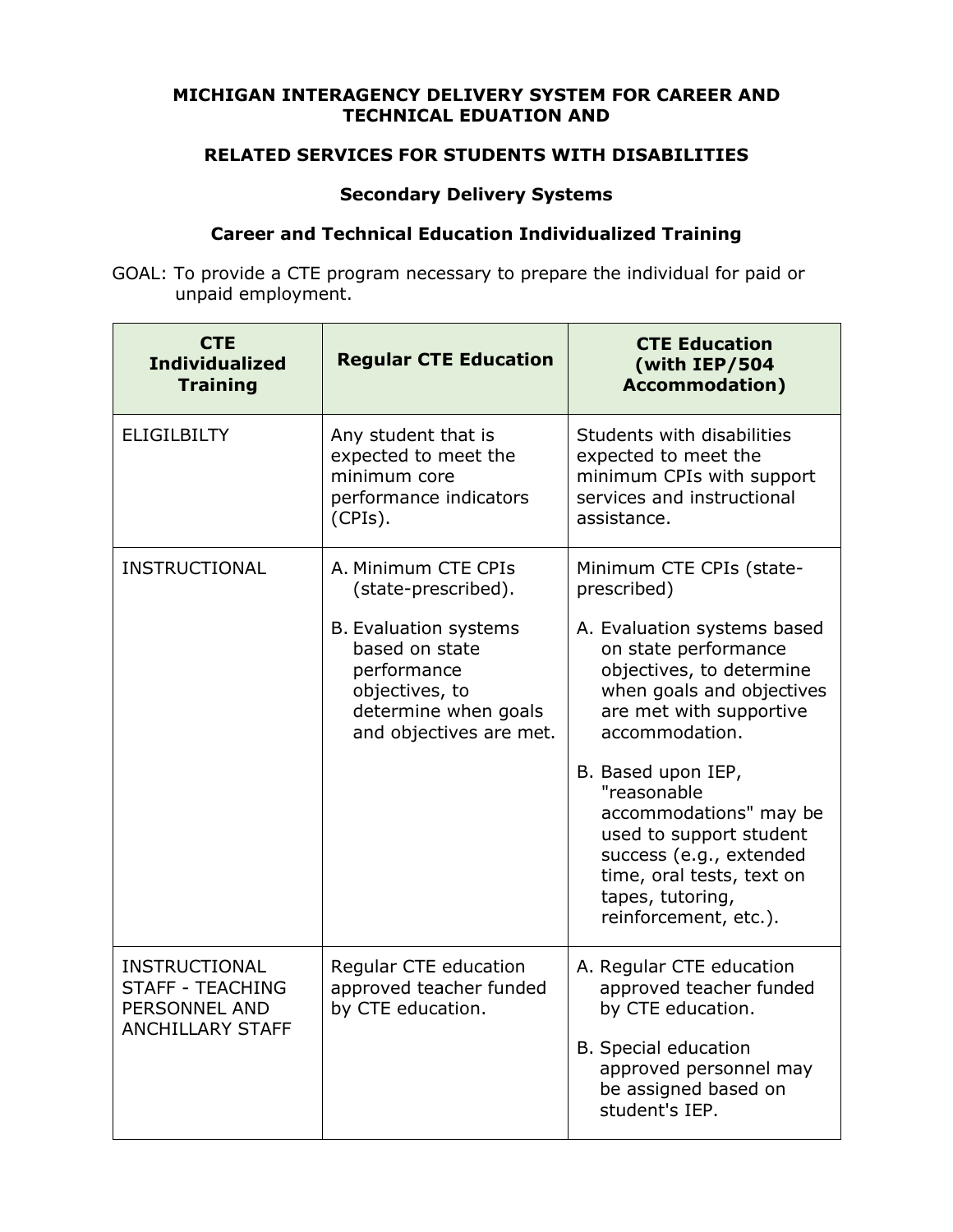**MICHIGAN INTERAGENCY DELIVERY SYSTEM FOR CAREER AND TECHNICAL EDUATION AND**

**RELATED SERVICES FOR STUDENTS WITH DISABILITIES**

**Secondary Delivery Systems**

**Career and Technical Education Individualized Training**

GOAL: To provide a CTE program necessary to prepare the individual for paid or unpaid employment.

| CTE Individualized Training | Regular CTE Education | CTE Education (with IEP/504 Accommodation) |
|---|---|---|
| ELIGILBILTY | Any student that is expected to meet the minimum core performance indicators (CPIs). | Students with disabilities expected to meet the minimum CPIs with support services and instructional assistance. |
| INSTRUCTIONAL | A. Minimum CTE CPIs (state-prescribed).<br><br>B. Evaluation systems based on state performance objectives, to determine when goals and objectives are met. | Minimum CTE CPIs (state-prescribed)<br><br>A. Evaluation systems based on state performance objectives, to determine when goals and objectives are met with supportive accommodation.<br><br>B. Based upon IEP, "reasonable accommodations" may be used to support student success (e.g., extended time, oral tests, text on tapes, tutoring, reinforcement, etc.). |
| INSTRUCTIONAL STAFF - TEACHING PERSONNEL AND ANCHILLARY STAFF | Regular CTE education approved teacher funded by CTE education. | A. Regular CTE education approved teacher funded by CTE education.<br><br>B. Special education approved personnel may be assigned based on student's IEP. |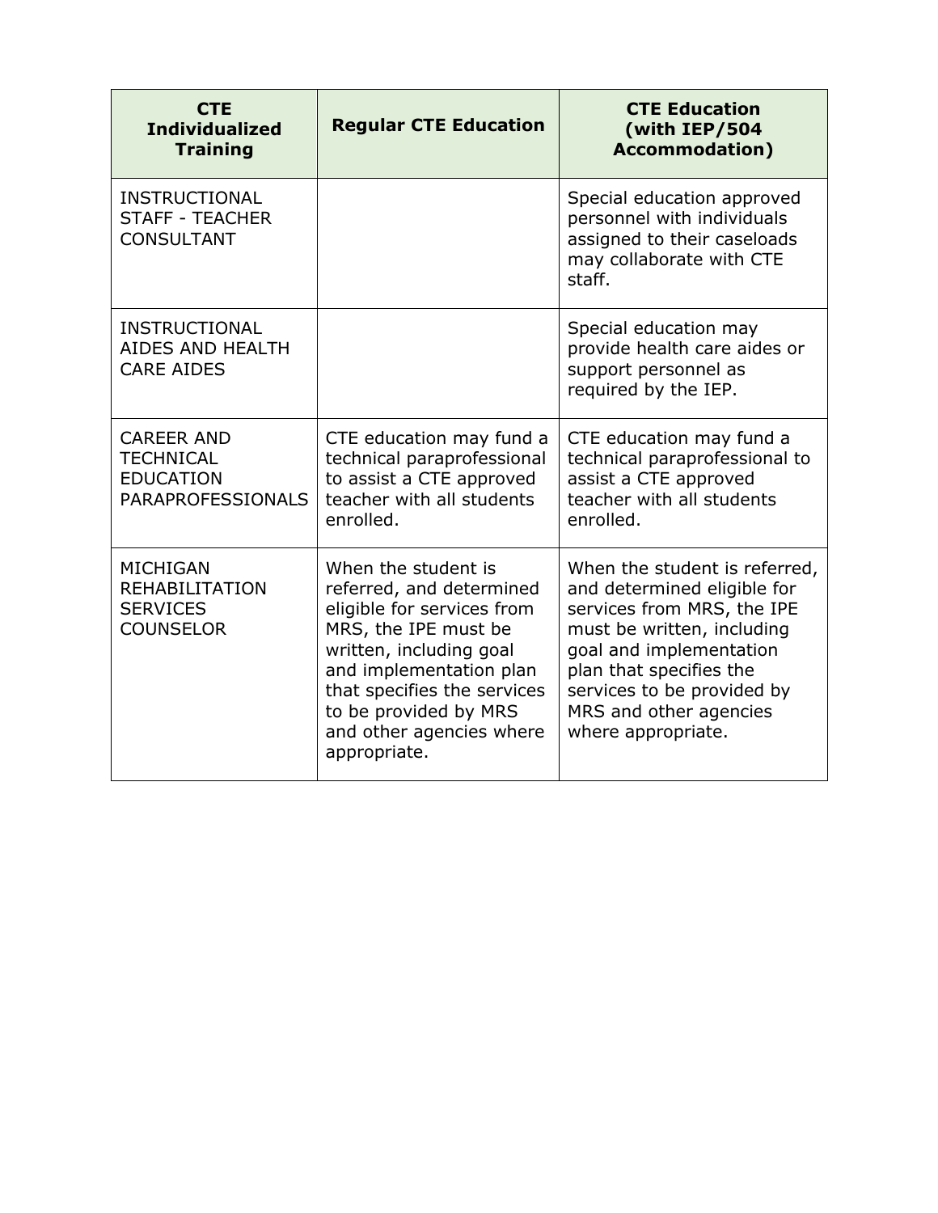| CTE Individualized Training | Regular CTE Education | CTE Education (with IEP/504 Accommodation) |
|---|---|---|
| INSTRUCTIONAL STAFF - TEACHER CONSULTANT | | Special education approved personnel with individuals assigned to their caseloads may collaborate with CTE staff. |
| INSTRUCTIONAL AIDES AND HEALTH CARE AIDES | | Special education may provide health care aides or support personnel as required by the IEP. |
| CAREER AND TECHNICAL EDUCATION PARAPROFESSIONALS | CTE education may fund a technical paraprofessional to assist a CTE approved teacher with all students enrolled. | CTE education may fund a technical paraprofessional to assist a CTE approved teacher with all students enrolled. |
| MICHIGAN REHABILITATION SERVICES COUNSELOR | When the student is referred, and determined eligible for services from MRS, the IPE must be written, including goal and implementation plan that specifies the services to be provided by MRS and other agencies where appropriate. | When the student is referred, and determined eligible for services from MRS, the IPE must be written, including goal and implementation plan that specifies the services to be provided by MRS and other agencies where appropriate. |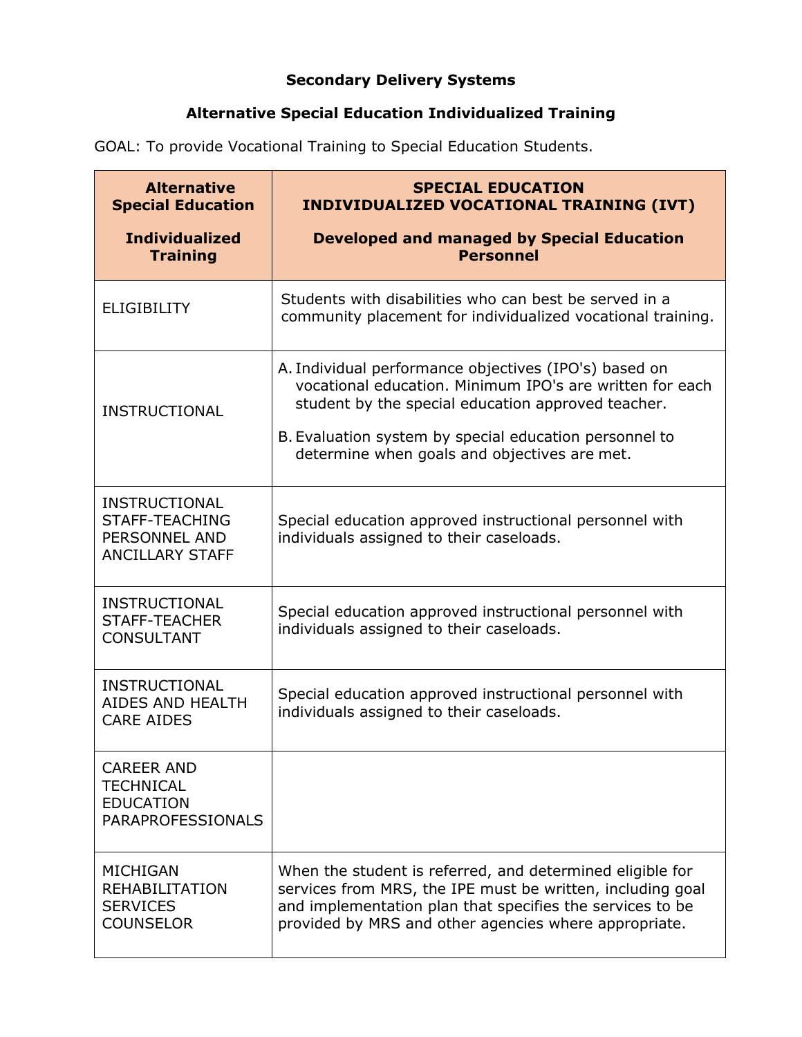**Secondary Delivery Systems**

**Alternative Special Education Individualized Training**

GOAL: To provide Vocational Training to Special Education Students.

| **Alternative Special Education Individualized Training** | **SPECIAL EDUCATION INDIVIDUALIZED VOCATIONAL TRAINING (IVT) Developed and managed by Special Education Personnel** |
|---|---|
| ELIGIBILITY | Students with disabilities who can best be served in a community placement for individualized vocational training. |
| INSTRUCTIONAL | A. Individual performance objectives (IPO's) based on vocational education. Minimum IPO's are written for each student by the special education approved teacher. B. Evaluation system by special education personnel to determine when goals and objectives are met. |
| INSTRUCTIONAL STAFF-TEACHING PERSONNEL AND ANCILLARY STAFF | Special education approved instructional personnel with individuals assigned to their caseloads. |
| INSTRUCTIONAL STAFF-TEACHER CONSULTANT | Special education approved instructional personnel with individuals assigned to their caseloads. |
| INSTRUCTIONAL AIDES AND HEALTH CARE AIDES | Special education approved instructional personnel with individuals assigned to their caseloads. |
| CAREER AND TECHNICAL EDUCATION PARAPROFESSIONALS | |
| MICHIGAN REHABILITATION SERVICES COUNSELOR | When the student is referred, and determined eligible for services from MRS, the IPE must be written, including goal and implementation plan that specifies the services to be provided by MRS and other agencies where appropriate. |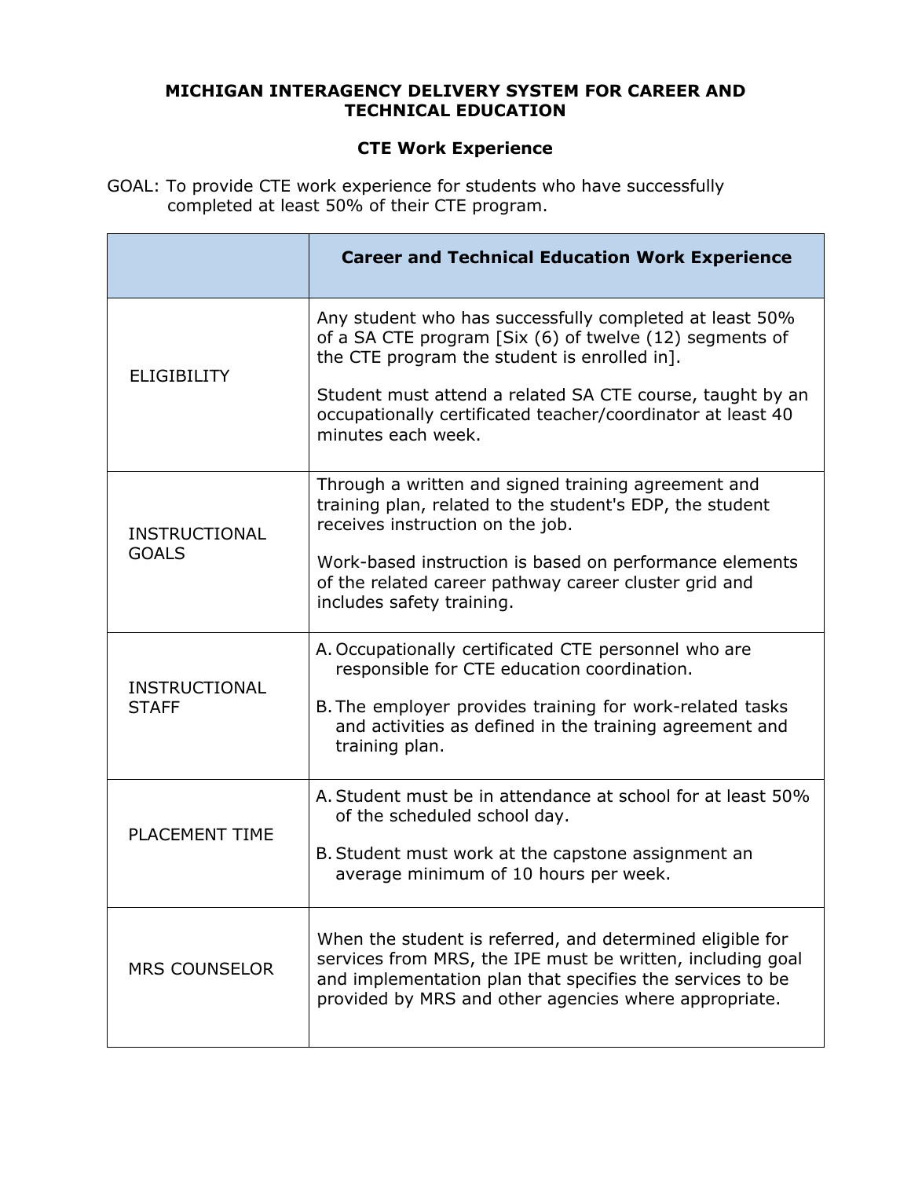**MICHIGAN INTERAGENCY DELIVERY SYSTEM FOR CAREER AND TECHNICAL EDUCATION**

**CTE Work Experience**

GOAL: To provide CTE work experience for students who have successfully completed at least 50% of their CTE program.

| | **Career and Technical Education Work Experience** |
|---|---|
| ELIGIBILITY | Any student who has successfully completed at least 50% of a SA CTE program [Six (6) of twelve (12) segments of the CTE program the student is enrolled in].<br><br>Student must attend a related SA CTE course, taught by an occupationally certificated teacher/coordinator at least 40 minutes each week. |
| INSTRUCTIONAL GOALS | Through a written and signed training agreement and training plan, related to the student's EDP, the student receives instruction on the job.<br><br>Work-based instruction is based on performance elements of the related career pathway career cluster grid and includes safety training. |
| INSTRUCTIONAL STAFF | A. Occupationally certificated CTE personnel who are responsible for CTE education coordination.<br><br>B. The employer provides training for work-related tasks and activities as defined in the training agreement and training plan. |
| PLACEMENT TIME | A. Student must be in attendance at school for at least 50% of the scheduled school day.<br><br>B. Student must work at the capstone assignment an average minimum of 10 hours per week. |
| MRS COUNSELOR | When the student is referred, and determined eligible for services from MRS, the IPE must be written, including goal and implementation plan that specifies the services to be provided by MRS and other agencies where appropriate. |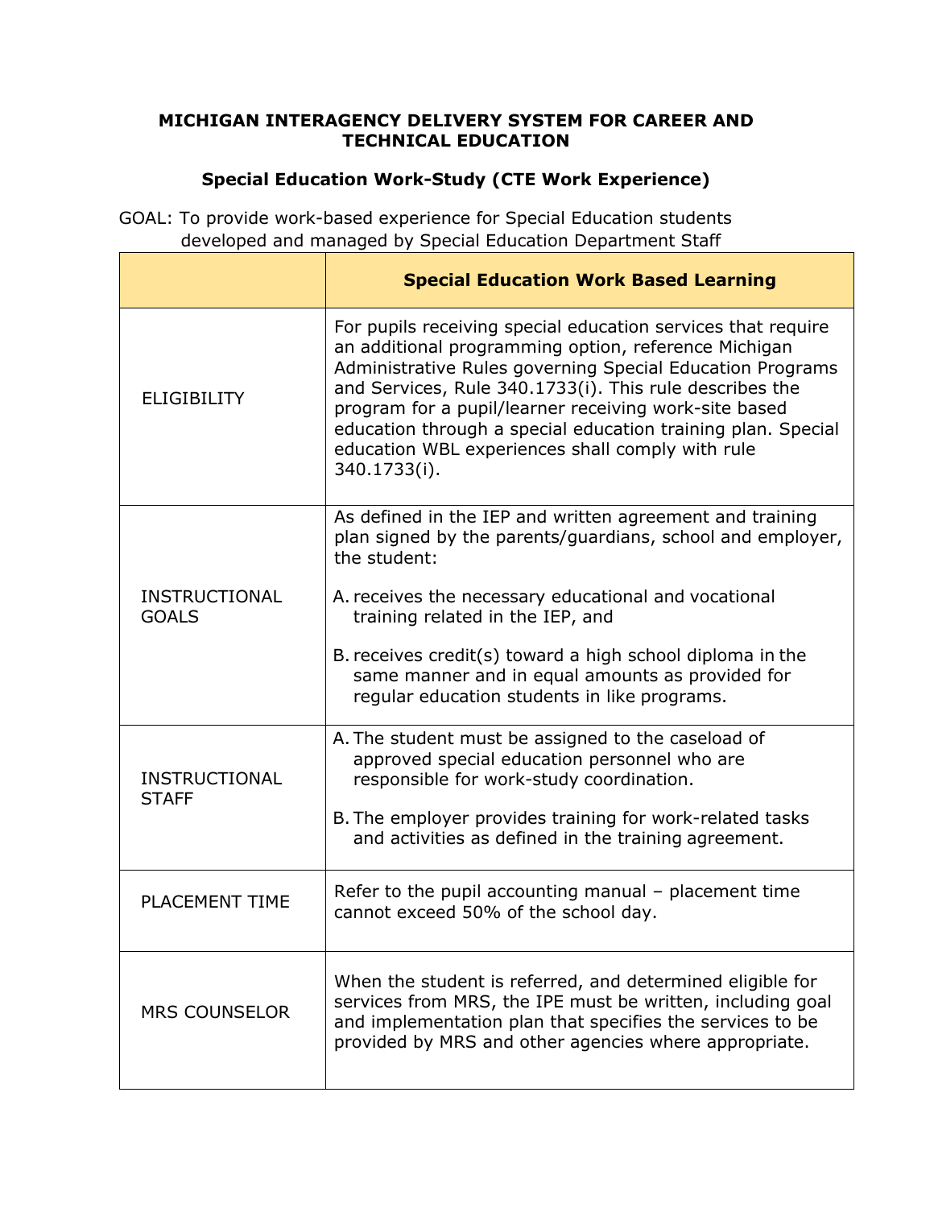**MICHIGAN INTERAGENCY DELIVERY SYSTEM FOR CAREER AND TECHNICAL EDUCATION**

**Special Education Work-Study (CTE Work Experience)**

GOAL: To provide work-based experience for Special Education students developed and managed by Special Education Department Staff

| | **Special Education Work Based Learning** |
|---|---|
| ELIGIBILITY | For pupils receiving special education services that require an additional programming option, reference Michigan Administrative Rules governing Special Education Programs and Services, Rule 340.1733(i). This rule describes the program for a pupil/learner receiving work-site based education through a special education training plan. Special education WBL experiences shall comply with rule 340.1733(i). |
| INSTRUCTIONAL GOALS | As defined in the IEP and written agreement and training plan signed by the parents/guardians, school and employer, the student: <br> A. receives the necessary educational and vocational training related in the IEP, and <br> B. receives credit(s) toward a high school diploma in the same manner and in equal amounts as provided for regular education students in like programs. |
| INSTRUCTIONAL STAFF | A. The student must be assigned to the caseload of approved special education personnel who are responsible for work-study coordination. <br> B. The employer provides training for work-related tasks and activities as defined in the training agreement. |
| PLACEMENT TIME | Refer to the pupil accounting manual – placement time cannot exceed 50% of the school day. |
| MRS COUNSELOR | When the student is referred, and determined eligible for services from MRS, the IPE must be written, including goal and implementation plan that specifies the services to be provided by MRS and other agencies where appropriate. |